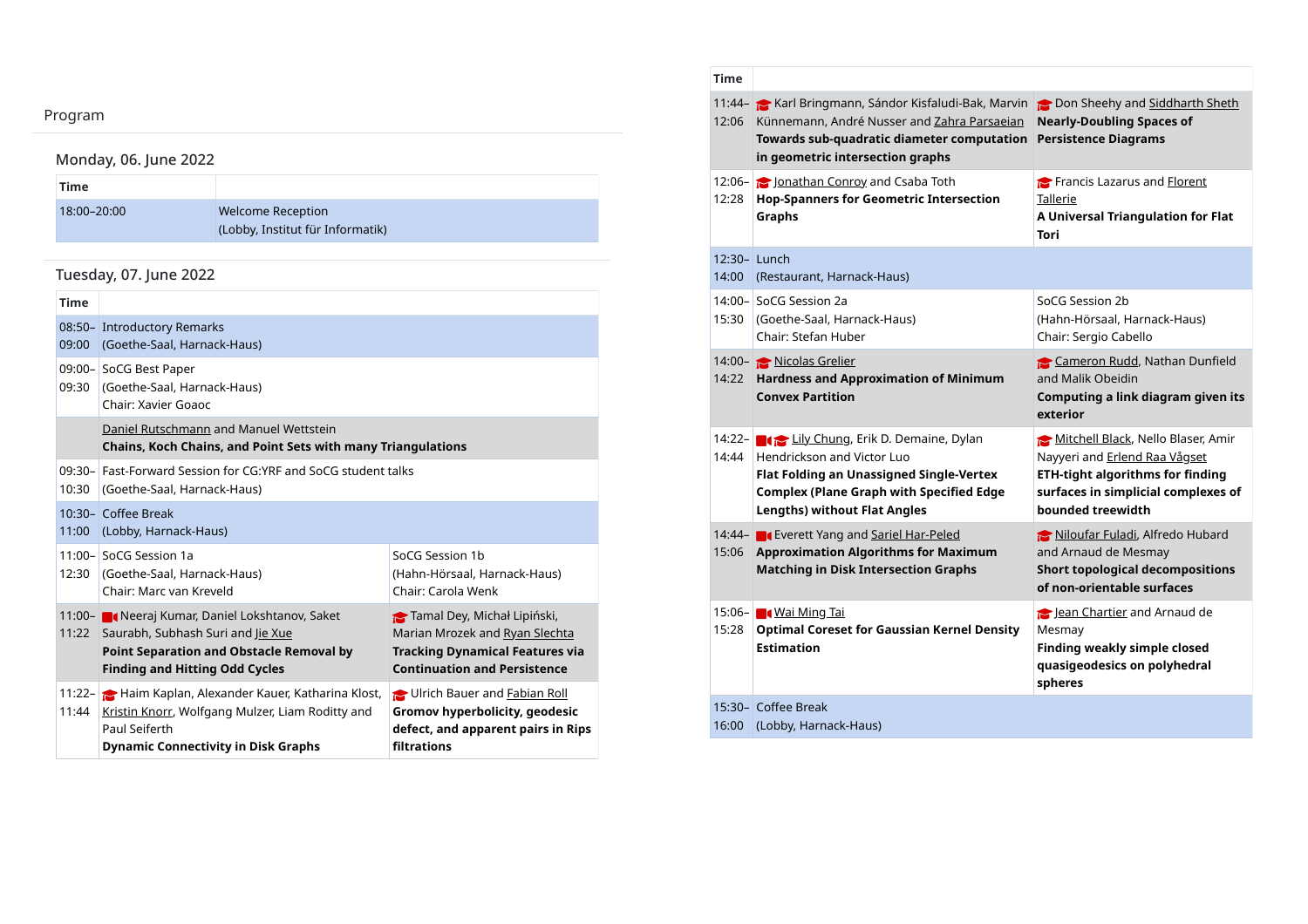# Program

## Monday, 06. June 2022

| Time | |
|---|---|
| 18:00–20:00 | Welcome Reception<br>(Lobby, Institut für Informatik) |

## Tuesday, 07. June 2022

| Time | | |
|---|---|---|
| 08:50–09:00 | Introductory Remarks<br>(Goethe-Saal, Harnack-Haus) | |
| 09:00–09:30 | SoCG Best Paper<br>(Goethe-Saal, Harnack-Haus)<br>Chair: Xavier Goaoc | |
| | Daniel Rutschmann and Manuel Wettstein<br>**Chains, Koch Chains, and Point Sets with many Triangulations** | |
| 09:30–10:30 | Fast-Forward Session for CG:YRF and SoCG student talks<br>(Goethe-Saal, Harnack-Haus) | |
| 10:30–11:00 | Coffee Break<br>(Lobby, Harnack-Haus) | |
| 11:00–12:30 | SoCG Session 1a<br>(Goethe-Saal, Harnack-Haus)<br>Chair: Marc van Kreveld | SoCG Session 1b<br>(Hahn-Hörsaal, Harnack-Haus)<br>Chair: Carola Wenk |
| 11:00–11:22 | Neeraj Kumar, Daniel Lokshtanov, Saket Saurabh, Subhash Suri and Jie Xue<br>**Point Separation and Obstacle Removal by Finding and Hitting Odd Cycles** | Tamal Dey, Michał Lipiński, Marian Mrozek and Ryan Slechta<br>**Tracking Dynamical Features via Continuation and Persistence** |
| 11:22–11:44 | Haim Kaplan, Alexander Kauer, Katharina Klost, Kristin Knorr, Wolfgang Mulzer, Liam Roditty and Paul Seiferth<br>**Dynamic Connectivity in Disk Graphs** | Ulrich Bauer and Fabian Roll<br>**Gromov hyperbolicity, geodesic defect, and apparent pairs in Rips filtrations** |
| 11:44–12:06 | Karl Bringmann, Sándor Kisfaludi-Bak, Marvin Künnemann, André Nusser and Zahra Parsaeian<br>**Towards sub-quadratic diameter computation in geometric intersection graphs** | Don Sheehy and Siddharth Sheth<br>**Nearly-Doubling Spaces of Persistence Diagrams** |
| 12:06–12:28 | Jonathan Conroy and Csaba Toth<br>**Hop-Spanners for Geometric Intersection Graphs** | Francis Lazarus and Florent Tallerie<br>**A Universal Triangulation for Flat Tori** |
| 12:30–14:00 | Lunch<br>(Restaurant, Harnack-Haus) | |
| 14:00–15:30 | SoCG Session 2a<br>(Goethe-Saal, Harnack-Haus)<br>Chair: Stefan Huber | SoCG Session 2b<br>(Hahn-Hörsaal, Harnack-Haus)<br>Chair: Sergio Cabello |
| 14:00–14:22 | Nicolas Grelier<br>**Hardness and Approximation of Minimum Convex Partition** | Cameron Rudd, Nathan Dunfield and Malik Obeidin<br>**Computing a link diagram given its exterior** |
| 14:22–14:44 | Lily Chung, Erik D. Demaine, Dylan Hendrickson and Victor Luo<br>**Flat Folding an Unassigned Single-Vertex Complex (Plane Graph with Specified Edge Lengths) without Flat Angles** | Mitchell Black, Nello Blaser, Amir Nayyeri and Erlend Raa Vågset<br>**ETH-tight algorithms for finding surfaces in simplicial complexes of bounded treewidth** |
| 14:44–15:06 | Everett Yang and Sariel Har-Peled<br>**Approximation Algorithms for Maximum Matching in Disk Intersection Graphs** | Niloufar Fuladi, Alfredo Hubard and Arnaud de Mesmay<br>**Short topological decompositions of non-orientable surfaces** |
| 15:06–15:28 | Wai Ming Tai<br>**Optimal Coreset for Gaussian Kernel Density Estimation** | Jean Chartier and Arnaud de Mesmay<br>**Finding weakly simple closed quasigeodesics on polyhedral spheres** |
| 15:30–16:00 | Coffee Break<br>(Lobby, Harnack-Haus) | |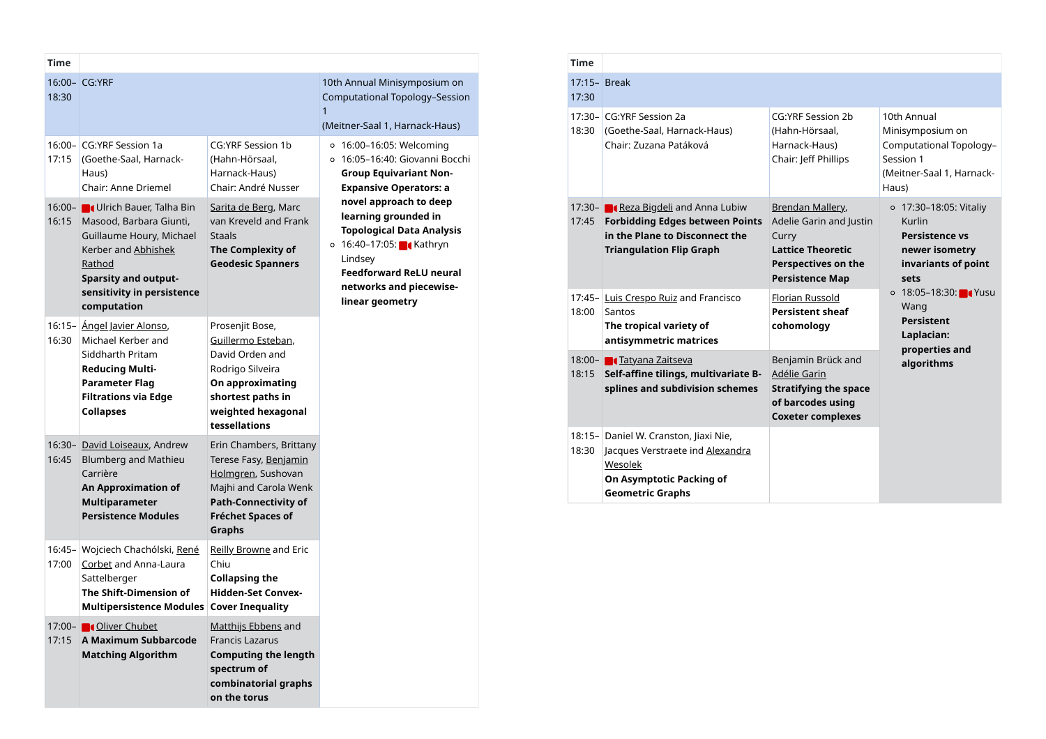| Time | | | |
|---|---|---|---|
| 16:00–18:30 | CG:YRF | | 10th Annual Minisymposium on Computational Topology–Session 1 (Meitner-Saal 1, Harnack-Haus) |
| 16:00–17:15 | CG:YRF Session 1a (Goethe-Saal, Harnack-Haus) Chair: Anne Driemel | CG:YRF Session 1b (Hahn-Hörsaal, Harnack-Haus) Chair: André Nusser | ◦ 16:00–16:05: Welcoming ◦ 16:05–16:40: Giovanni Bocchi **Group Equivariant Non-Expansive Operators: a novel approach to deep learning grounded in Topological Data Analysis** ◦ 16:40–17:05: Kathryn Lindsey **Feedforward ReLU neural networks and piecewise-linear geometry** |
| 16:00–16:15 | Ulrich Bauer, Talha Bin Masood, Barbara Giunti, Guillaume Houry, Michael Kerber and Abhishek Rathod **Sparsity and output-sensitivity in persistence computation** | Sarita de Berg, Marc van Kreveld and Frank Staals **The Complexity of Geodesic Spanners** | |
| 16:15–16:30 | Ángel Javier Alonso, Michael Kerber and Siddharth Pritam **Reducing Multi-Parameter Flag Filtrations via Edge Collapses** | Prosenjit Bose, Guillermo Esteban, David Orden and Rodrigo Silveira **On approximating shortest paths in weighted hexagonal tessellations** | |
| 16:30–16:45 | David Loiseaux, Andrew Blumberg and Mathieu Carrière **An Approximation of Multiparameter Persistence Modules** | Erin Chambers, Brittany Terese Fasy, Benjamin Holmgren, Sushovan Majhi and Carola Wenk **Path-Connectivity of Fréchet Spaces of Graphs** | |
| 16:45–17:00 | Wojciech Chachólski, René Corbet and Anna-Laura Sattelberger **The Shift-Dimension of Multipersistence Modules** | Reilly Browne and Eric Chiu **Collapsing the Hidden-Set Convex-Cover Inequality** | |
| 17:00–17:15 | Oliver Chubet **A Maximum Subbarcode Matching Algorithm** | Matthijs Ebbens and Francis Lazarus **Computing the length spectrum of combinatorial graphs on the torus** | |

| Time | | | |
|---|---|---|---|
| 17:15–17:30 | Break | | |
| 17:30–18:30 | CG:YRF Session 2a (Goethe-Saal, Harnack-Haus) Chair: Zuzana Patáková | CG:YRF Session 2b (Hahn-Hörsaal, Harnack-Haus) Chair: Jeff Phillips | 10th Annual Minisymposium on Computational Topology–Session 1 (Meitner-Saal 1, Harnack-Haus) |
| 17:30–17:45 | Reza Bigdeli and Anna Lubiw **Forbidding Edges between Points in the Plane to Disconnect the Triangulation Flip Graph** | Brendan Mallery, Adelie Garin and Justin Curry **Lattice Theoretic Perspectives on the Persistence Map** | ◦ 17:30–18:05: Vitaliy Kurlin **Persistence vs newer isometry invariants of point sets** ◦ 18:05–18:30: Yusu Wang **Persistent Laplacian: properties and algorithms** |
| 17:45–18:00 | Luis Crespo Ruiz and Francisco Santos **The tropical variety of antisymmetric matrices** | Florian Russold **Persistent sheaf cohomology** | |
| 18:00–18:15 | Tatyana Zaitseva **Self-affine tilings, multivariate B-splines and subdivision schemes** | Benjamin Brück and Adélie Garin **Stratifying the space of barcodes using Coxeter complexes** | |
| 18:15–18:30 | Daniel W. Cranston, Jiaxi Nie, Jacques Verstraete ind Alexandra Wesolek **On Asymptotic Packing of Geometric Graphs** | | |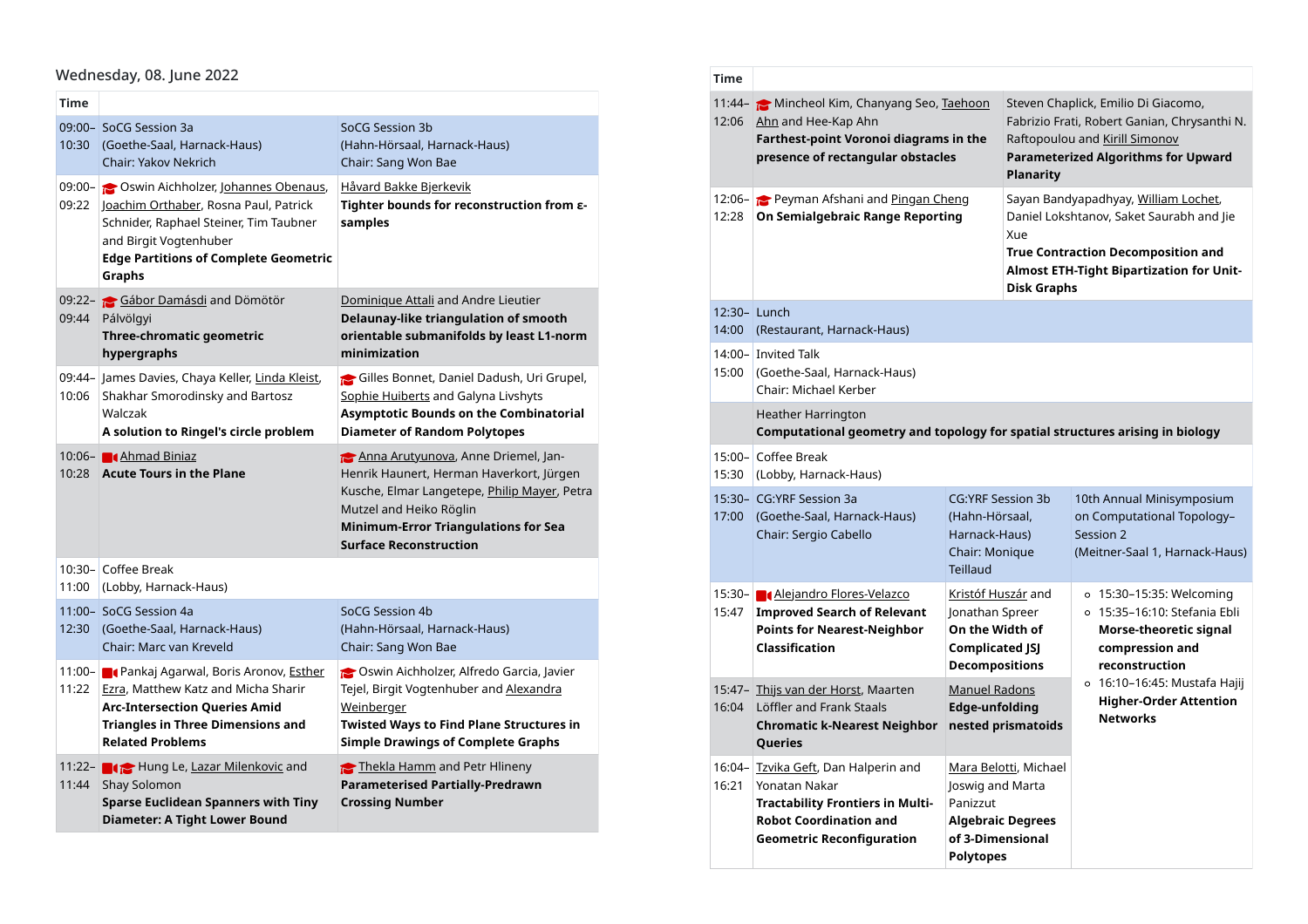## Wednesday, 08. June 2022

| Time | | |
|---|---|---|
| 09:00–10:30 | SoCG Session 3a (Goethe-Saal, Harnack-Haus) Chair: Yakov Nekrich | SoCG Session 3b (Hahn-Hörsaal, Harnack-Haus) Chair: Sang Won Bae |
| 09:00–09:22 | Oswin Aichholzer, Johannes Obenaus, Joachim Orthaber, Rosna Paul, Patrick Schnider, Raphael Steiner, Tim Taubner and Birgit Vogtenhuber **Edge Partitions of Complete Geometric Graphs** | Håvard Bakke Bjerkevik **Tighter bounds for reconstruction from ε-samples** |
| 09:22–09:44 | Gábor Damásdi and Dömötör Pálvölgyi **Three-chromatic geometric hypergraphs** | Dominique Attali and Andre Lieutier **Delaunay-like triangulation of smooth orientable submanifolds by least L1-norm minimization** |
| 09:44–10:06 | James Davies, Chaya Keller, Linda Kleist, Shakhar Smorodinsky and Bartosz Walczak **A solution to Ringel's circle problem** | Gilles Bonnet, Daniel Dadush, Uri Grupel, Sophie Huiberts and Galyna Livshyts **Asymptotic Bounds on the Combinatorial Diameter of Random Polytopes** |
| 10:06–10:28 | Ahmad Biniaz **Acute Tours in the Plane** | Anna Arutyunova, Anne Driemel, Jan-Henrik Haunert, Herman Haverkort, Jürgen Kusche, Elmar Langetepe, Philip Mayer, Petra Mutzel and Heiko Röglin **Minimum-Error Triangulations for Sea Surface Reconstruction** |
| 10:30–11:00 | Coffee Break (Lobby, Harnack-Haus) | |
| 11:00–12:30 | SoCG Session 4a (Goethe-Saal, Harnack-Haus) Chair: Marc van Kreveld | SoCG Session 4b (Hahn-Hörsaal, Harnack-Haus) Chair: Sang Won Bae |
| 11:00–11:22 | Pankaj Agarwal, Boris Aronov, Esther Ezra, Matthew Katz and Micha Sharir **Arc-Intersection Queries Amid Triangles in Three Dimensions and Related Problems** | Oswin Aichholzer, Alfredo Garcia, Javier Tejel, Birgit Vogtenhuber and Alexandra Weinberger **Twisted Ways to Find Plane Structures in Simple Drawings of Complete Graphs** |
| 11:22–11:44 | Hung Le, Lazar Milenkovic and Shay Solomon **Sparse Euclidean Spanners with Tiny Diameter: A Tight Lower Bound** | Thekla Hamm and Petr Hlineny **Parameterised Partially-Predrawn Crossing Number** |
| 11:44–12:06 | Mincheol Kim, Chanyang Seo, Taehoon Ahn and Hee-Kap Ahn **Farthest-point Voronoi diagrams in the presence of rectangular obstacles** | Steven Chaplick, Emilio Di Giacomo, Fabrizio Frati, Robert Ganian, Chrysanthi N. Raftopoulou and Kirill Simonov **Parameterized Algorithms for Upward Planarity** |
| 12:06–12:28 | Peyman Afshani and Pingan Cheng **On Semialgebraic Range Reporting** | Sayan Bandyapadhyay, William Lochet, Daniel Lokshtanov, Saket Saurabh and Jie Xue **True Contraction Decomposition and Almost ETH-Tight Bipartization for Unit-Disk Graphs** |
| 12:30–14:00 | Lunch (Restaurant, Harnack-Haus) | |
| 14:00–15:00 | Invited Talk (Goethe-Saal, Harnack-Haus) Chair: Michael Kerber | |
| | Heather Harrington **Computational geometry and topology for spatial structures arising in biology** | |
| 15:00–15:30 | Coffee Break (Lobby, Harnack-Haus) | |

| Time | | | |
|---|---|---|---|
| 15:30–17:00 | CG:YRF Session 3a (Goethe-Saal, Harnack-Haus) Chair: Sergio Cabello | CG:YRF Session 3b (Hahn-Hörsaal, Harnack-Haus) Chair: Monique Teillaud | 10th Annual Minisymposium on Computational Topology–Session 2 (Meitner-Saal 1, Harnack-Haus) |
| 15:30–15:47 | Alejandro Flores-Velazco **Improved Search of Relevant Points for Nearest-Neighbor Classification** | Kristóf Huszár and Jonathan Spreer **On the Width of Complicated JSJ Decompositions** | ◦ 15:30–15:35: Welcoming ◦ 15:35–16:10: Stefania Ebli **Morse-theoretic signal compression and reconstruction** ◦ 16:10–16:45: Mustafa Hajij **Higher-Order Attention Networks** |
| 15:47–16:04 | Thijs van der Horst, Maarten Löffler and Frank Staals **Chromatic k-Nearest Neighbor Queries** | Manuel Radons **Edge-unfolding nested prismatoids** | |
| 16:04–16:21 | Tzvika Geft, Dan Halperin and Yonatan Nakar **Tractability Frontiers in Multi-Robot Coordination and Geometric Reconfiguration** | Mara Belotti, Michael Joswig and Marta Panizzut **Algebraic Degrees of 3-Dimensional Polytopes** | |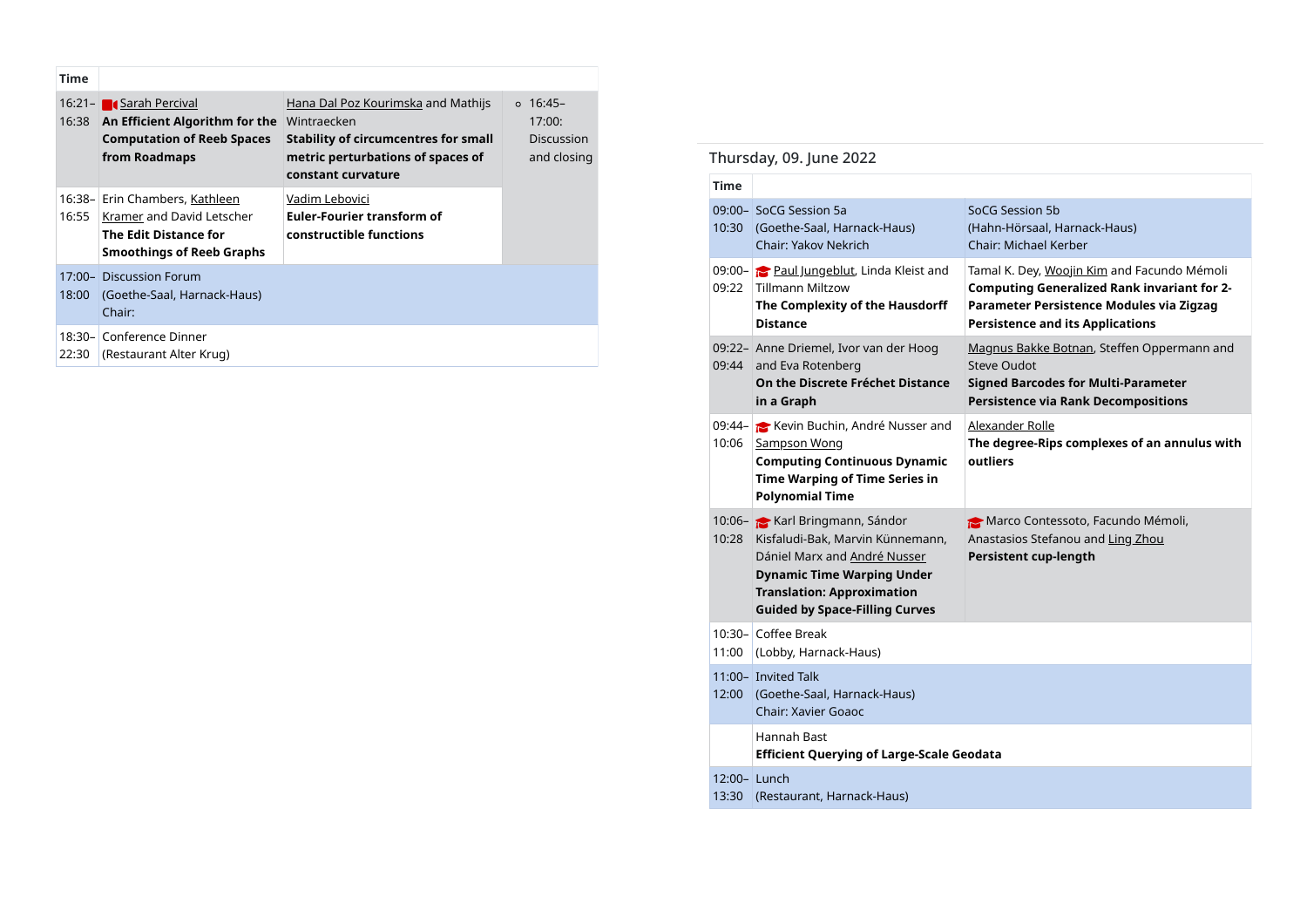| Time | | | |
|---|---|---|---|
| 16:21–16:38 | Sarah Percival<br>**An Efficient Algorithm for the Computation of Reeb Spaces from Roadmaps** | Hana Dal Poz Kourimska and Mathijs Wintraecken<br>**Stability of circumcentres for small metric perturbations of spaces of constant curvature** | ◦ 16:45–17:00: Discussion and closing |
| 16:38–16:55 | Erin Chambers, Kathleen Kramer and David Letscher<br>**The Edit Distance for Smoothings of Reeb Graphs** | Vadim Lebovici<br>**Euler-Fourier transform of constructible functions** | |
| 17:00–18:00 | Discussion Forum<br>(Goethe-Saal, Harnack-Haus)<br>Chair: | | |
| 18:30–22:30 | Conference Dinner<br>(Restaurant Alter Krug) | | |

## Thursday, 09. June 2022

| Time | | |
|---|---|---|
| 09:00–10:30 | SoCG Session 5a<br>(Goethe-Saal, Harnack-Haus)<br>Chair: Yakov Nekrich | SoCG Session 5b<br>(Hahn-Hörsaal, Harnack-Haus)<br>Chair: Michael Kerber |
| 09:00–09:22 | Paul Jungeblut, Linda Kleist and Tillmann Miltzow<br>**The Complexity of the Hausdorff Distance** | Tamal K. Dey, Woojin Kim and Facundo Mémoli<br>**Computing Generalized Rank invariant for 2-Parameter Persistence Modules via Zigzag Persistence and its Applications** |
| 09:22–09:44 | Anne Driemel, Ivor van der Hoog and Eva Rotenberg<br>**On the Discrete Fréchet Distance in a Graph** | Magnus Bakke Botnan, Steffen Oppermann and Steve Oudot<br>**Signed Barcodes for Multi-Parameter Persistence via Rank Decompositions** |
| 09:44–10:06 | Kevin Buchin, André Nusser and Sampson Wong<br>**Computing Continuous Dynamic Time Warping of Time Series in Polynomial Time** | Alexander Rolle<br>**The degree-Rips complexes of an annulus with outliers** |
| 10:06–10:28 | Karl Bringmann, Sándor Kisfaludi-Bak, Marvin Künnemann, Dániel Marx and André Nusser<br>**Dynamic Time Warping Under Translation: Approximation Guided by Space-Filling Curves** | Marco Contessoto, Facundo Mémoli, Anastasios Stefanou and Ling Zhou<br>**Persistent cup-length** |
| 10:30–11:00 | Coffee Break<br>(Lobby, Harnack-Haus) | |
| 11:00–12:00 | Invited Talk<br>(Goethe-Saal, Harnack-Haus)<br>Chair: Xavier Goaoc | |
| | Hannah Bast<br>**Efficient Querying of Large-Scale Geodata** | |
| 12:00–13:30 | Lunch<br>(Restaurant, Harnack-Haus) | |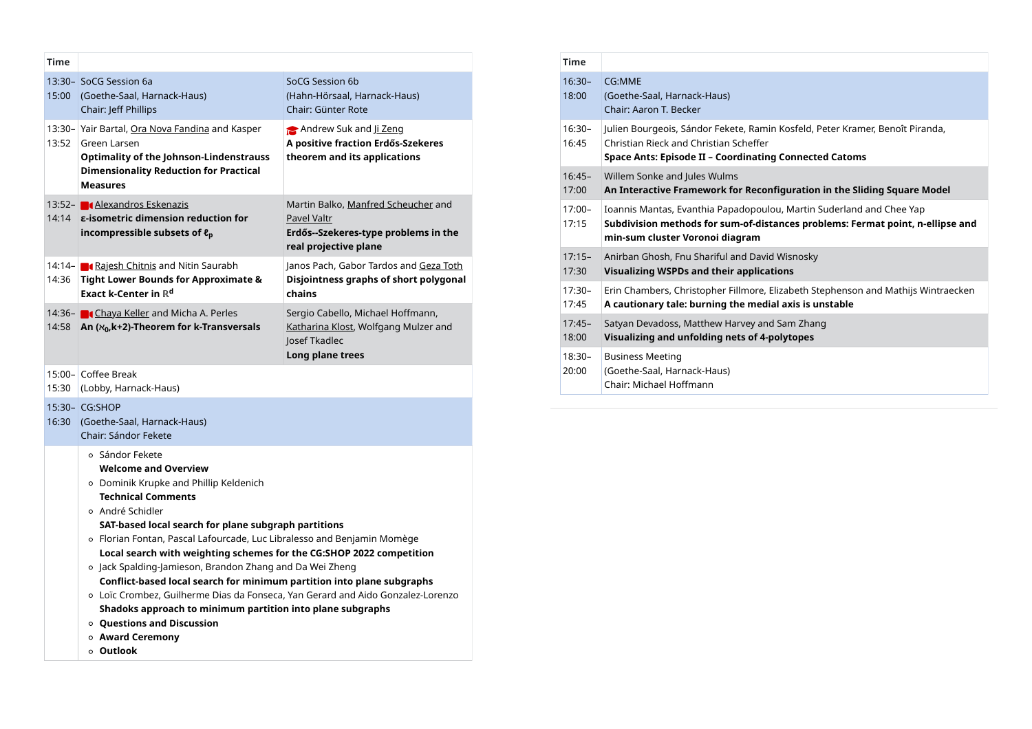| Time | | |
|---|---|---|
| 13:30–15:00 | SoCG Session 6a (Goethe-Saal, Harnack-Haus) Chair: Jeff Phillips | SoCG Session 6b (Hahn-Hörsaal, Harnack-Haus) Chair: Günter Rote |
| 13:30–13:52 | Yair Bartal, Ora Nova Fandina and Kasper Green Larsen **Optimality of the Johnson-Lindenstrauss Dimensionality Reduction for Practical Measures** | Andrew Suk and Ji Zeng **A positive fraction Erdős-Szekeres theorem and its applications** |
| 13:52–14:14 | Alexandros Eskenazis **ε-isometric dimension reduction for incompressible subsets of $\ell_p$** | Martin Balko, Manfred Scheucher and Pavel Valtr **Erdős--Szekeres-type problems in the real projective plane** |
| 14:14–14:36 | Rajesh Chitnis and Nitin Saurabh **Tight Lower Bounds for Approximate & Exact k-Center in $\mathbb{R}^d$** | Janos Pach, Gabor Tardos and Geza Toth **Disjointness graphs of short polygonal chains** |
| 14:36–14:58 | Chaya Keller and Micha A. Perles **An $(\aleph_0$,k+2)-Theorem for k-Transversals** | Sergio Cabello, Michael Hoffmann, Katharina Klost, Wolfgang Mulzer and Josef Tkadlec **Long plane trees** |
| 15:00–15:30 | Coffee Break (Lobby, Harnack-Haus) | |
| 15:30–16:30 | CG:SHOP (Goethe-Saal, Harnack-Haus) Chair: Sándor Fekete | |

- Sándor Fekete **Welcome and Overview**
- Dominik Krupke and Phillip Keldenich **Technical Comments**
- André Schidler **SAT-based local search for plane subgraph partitions**
- Florian Fontan, Pascal Lafourcade, Luc Libralesso and Benjamin Momège **Local search with weighting schemes for the CG:SHOP 2022 competition**
- Jack Spalding-Jamieson, Brandon Zhang and Da Wei Zheng **Conflict-based local search for minimum partition into plane subgraphs**
- Loïc Crombez, Guilherme Dias da Fonseca, Yan Gerard and Aido Gonzalez-Lorenzo **Shadoks approach to minimum partition into plane subgraphs**
- **Questions and Discussion**
- **Award Ceremony**
- **Outlook**

| Time | |
|---|---|
| 16:30–18:00 | CG:MME (Goethe-Saal, Harnack-Haus) Chair: Aaron T. Becker |
| 16:30–16:45 | Julien Bourgeois, Sándor Fekete, Ramin Kosfeld, Peter Kramer, Benoît Piranda, Christian Rieck and Christian Scheffer **Space Ants: Episode II – Coordinating Connected Catoms** |
| 16:45–17:00 | Willem Sonke and Jules Wulms **An Interactive Framework for Reconfiguration in the Sliding Square Model** |
| 17:00–17:15 | Ioannis Mantas, Evanthia Papadopoulou, Martin Suderland and Chee Yap **Subdivision methods for sum-of-distances problems: Fermat point, n-ellipse and min-sum cluster Voronoi diagram** |
| 17:15–17:30 | Anirban Ghosh, Fnu Shariful and David Wisnosky **Visualizing WSPDs and their applications** |
| 17:30–17:45 | Erin Chambers, Christopher Fillmore, Elizabeth Stephenson and Mathijs Wintraecken **A cautionary tale: burning the medial axis is unstable** |
| 17:45–18:00 | Satyan Devadoss, Matthew Harvey and Sam Zhang **Visualizing and unfolding nets of 4-polytopes** |
| 18:30–20:00 | Business Meeting (Goethe-Saal, Harnack-Haus) Chair: Michael Hoffmann |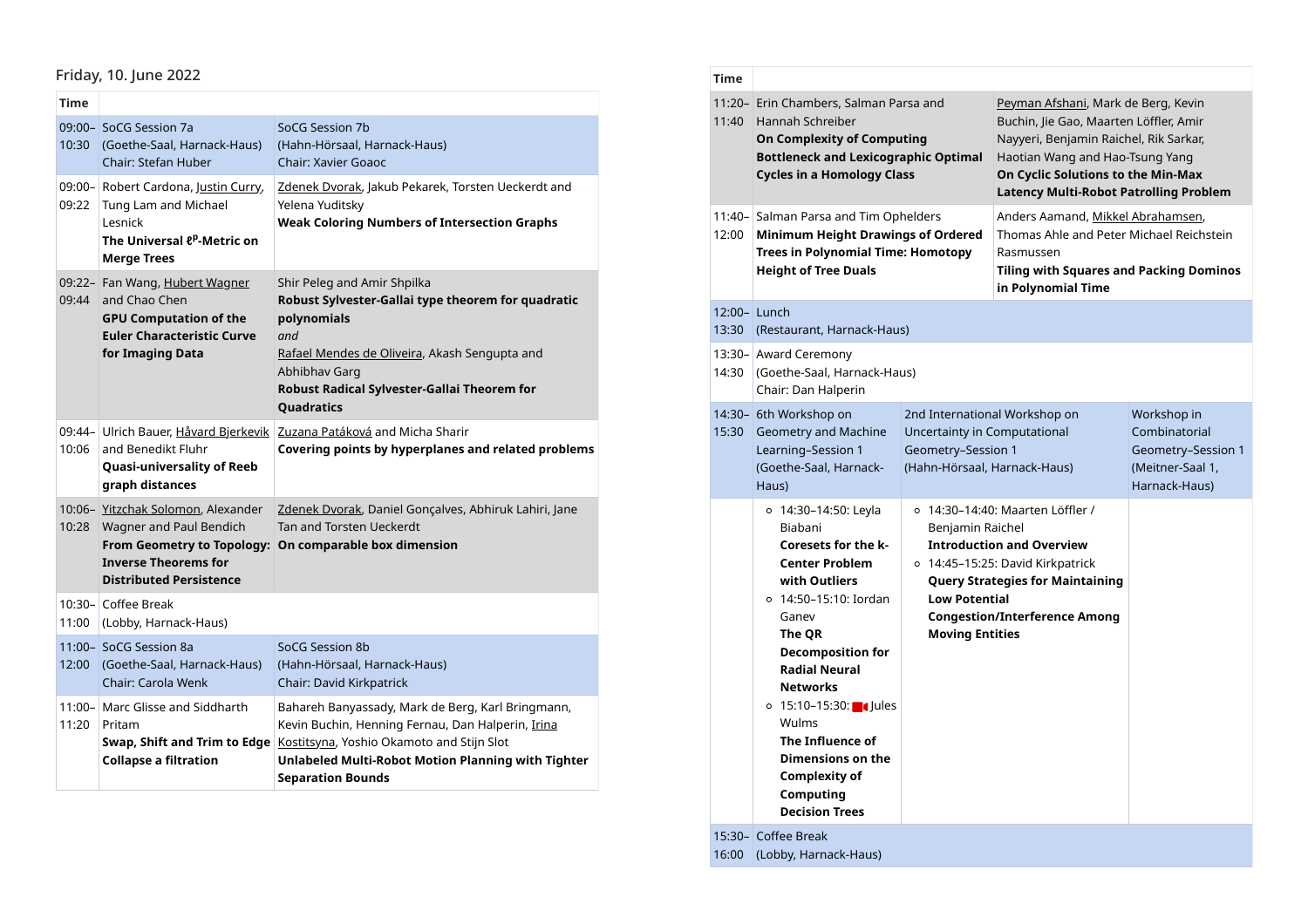Friday, 10. June 2022

| Time | | |
|---|---|---|
| 09:00–10:30 | SoCG Session 7a (Goethe-Saal, Harnack-Haus) Chair: Stefan Huber | SoCG Session 7b (Hahn-Hörsaal, Harnack-Haus) Chair: Xavier Goaoc |
| 09:00–09:22 | Robert Cardona, Justin Curry, Tung Lam and Michael Lesnick **The Universal $\ell^p$-Metric on Merge Trees** | Zdenek Dvorak, Jakub Pekarek, Torsten Ueckerdt and Yelena Yuditsky **Weak Coloring Numbers of Intersection Graphs** |
| 09:22–09:44 | Fan Wang, Hubert Wagner and Chao Chen **GPU Computation of the Euler Characteristic Curve for Imaging Data** | Shir Peleg and Amir Shpilka **Robust Sylvester-Gallai type theorem for quadratic polynomials** *and* Rafael Mendes de Oliveira, Akash Sengupta and Abhibhav Garg **Robust Radical Sylvester-Gallai Theorem for Quadratics** |
| 09:44–10:06 | Ulrich Bauer, Håvard Bjerkevik and Benedikt Fluhr **Quasi-universality of Reeb graph distances** | Zuzana Patáková and Micha Sharir **Covering points by hyperplanes and related problems** |
| 10:06–10:28 | Yitzchak Solomon, Alexander Wagner and Paul Bendich **From Geometry to Topology: Inverse Theorems for Distributed Persistence** | Zdenek Dvorak, Daniel Gonçalves, Abhiruk Lahiri, Jane Tan and Torsten Ueckerdt **On comparable box dimension** |
| 10:30–11:00 | Coffee Break (Lobby, Harnack-Haus) | |
| 11:00–12:00 | SoCG Session 8a (Goethe-Saal, Harnack-Haus) Chair: Carola Wenk | SoCG Session 8b (Hahn-Hörsaal, Harnack-Haus) Chair: David Kirkpatrick |
| 11:00–11:20 | Marc Glisse and Siddharth Pritam **Swap, Shift and Trim to Edge Collapse a filtration** | Bahareh Banyassady, Mark de Berg, Karl Bringmann, Kevin Buchin, Henning Fernau, Dan Halperin, Irina Kostitsyna, Yoshio Okamoto and Stijn Slot **Unlabeled Multi-Robot Motion Planning with Tighter Separation Bounds** |
| 11:20–11:40 | Erin Chambers, Salman Parsa and Hannah Schreiber **On Complexity of Computing Bottleneck and Lexicographic Optimal Cycles in a Homology Class** | Peyman Afshani, Mark de Berg, Kevin Buchin, Jie Gao, Maarten Löffler, Amir Nayyeri, Benjamin Raichel, Rik Sarkar, Haotian Wang and Hao-Tsung Yang **On Cyclic Solutions to the Min-Max Latency Multi-Robot Patrolling Problem** |
| 11:40–12:00 | Salman Parsa and Tim Ophelders **Minimum Height Drawings of Ordered Trees in Polynomial Time: Homotopy Height of Tree Duals** | Anders Aamand, Mikkel Abrahamsen, Thomas Ahle and Peter Michael Reichstein Rasmussen **Tiling with Squares and Packing Dominos in Polynomial Time** |
| 12:00–13:30 | Lunch (Restaurant, Harnack-Haus) | |
| 13:30–14:30 | Award Ceremony (Goethe-Saal, Harnack-Haus) Chair: Dan Halperin | |

| Time | | | |
|---|---|---|---|
| 14:30–15:30 | 6th Workshop on Geometry and Machine Learning–Session 1 (Goethe-Saal, Harnack-Haus) | 2nd International Workshop on Uncertainty in Computational Geometry–Session 1 (Hahn-Hörsaal, Harnack-Haus) | Workshop in Combinatorial Geometry–Session 1 (Meitner-Saal 1, Harnack-Haus) |
| | ◦ 14:30–14:50: Leyla Biabani **Coresets for the k-Center Problem with Outliers** ◦ 14:50–15:10: Iordan Ganev **The QR Decomposition for Radial Neural Networks** ◦ 15:10–15:30: Jules Wulms **The Influence of Dimensions on the Complexity of Computing Decision Trees** | ◦ 14:30–14:40: Maarten Löffler / Benjamin Raichel **Introduction and Overview** ◦ 14:45–15:25: David Kirkpatrick **Query Strategies for Maintaining Low Potential Congestion/Interference Among Moving Entities** | |
| 15:30–16:00 | Coffee Break (Lobby, Harnack-Haus) | | |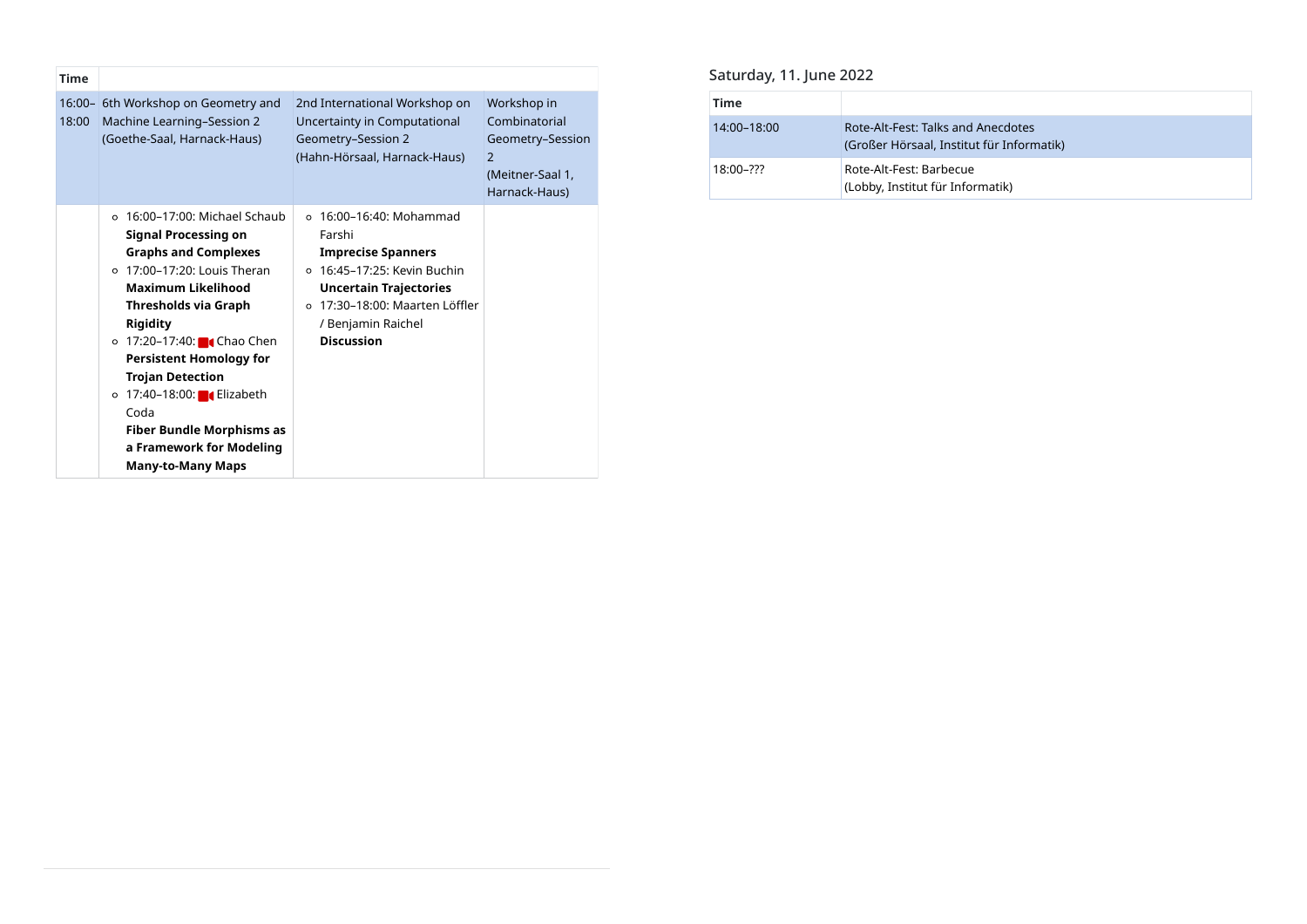| Time | | | |
|---|---|---|---|
| 16:00–18:00 | 6th Workshop on Geometry and Machine Learning–Session 2 (Goethe-Saal, Harnack-Haus) | 2nd International Workshop on Uncertainty in Computational Geometry–Session 2 (Hahn-Hörsaal, Harnack-Haus) | Workshop in Combinatorial Geometry–Session 2 (Meitner-Saal 1, Harnack-Haus) |
| | ◦ 16:00–17:00: Michael Schaub **Signal Processing on Graphs and Complexes**<br>◦ 17:00–17:20: Louis Theran **Maximum Likelihood Thresholds via Graph Rigidity**<br>◦ 17:20–17:40: Chao Chen **Persistent Homology for Trojan Detection**<br>◦ 17:40–18:00: Elizabeth Coda **Fiber Bundle Morphisms as a Framework for Modeling Many-to-Many Maps** | ◦ 16:00–16:40: Mohammad Farshi **Imprecise Spanners**<br>◦ 16:45–17:25: Kevin Buchin **Uncertain Trajectories**<br>◦ 17:30–18:00: Maarten Löffler / Benjamin Raichel **Discussion** | |

## Saturday, 11. June 2022

| Time | |
|---|---|
| 14:00–18:00 | Rote-Alt-Fest: Talks and Anecdotes (Großer Hörsaal, Institut für Informatik) |
| 18:00–??? | Rote-Alt-Fest: Barbecue (Lobby, Institut für Informatik) |